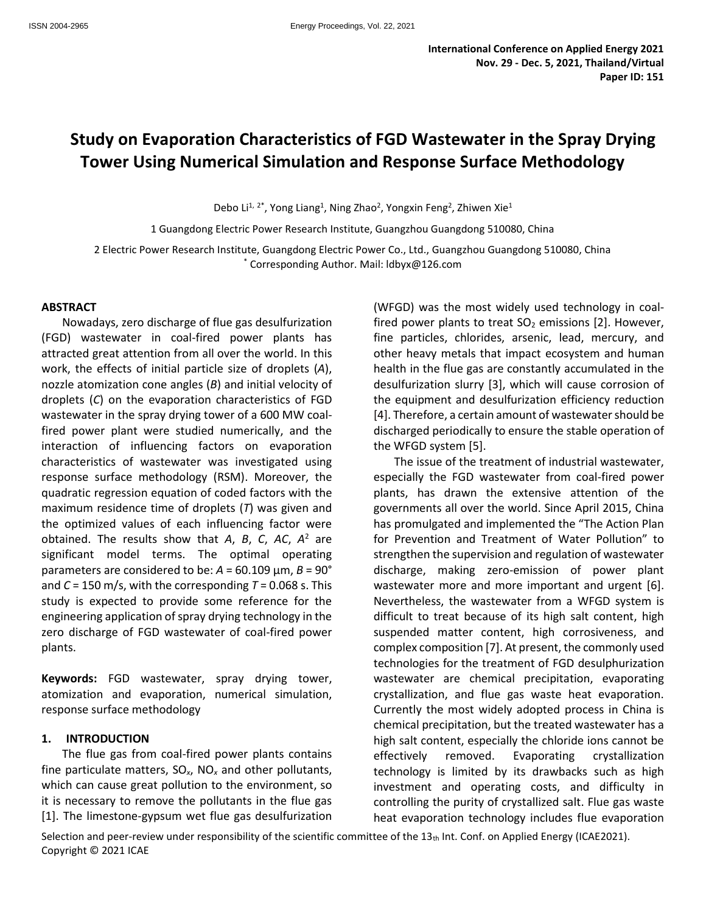International Conference on Applied Energy 2021
Nov. 29 - Dec. 5, 2021, Thailand/Virtual
Paper ID: 151

# Study on Evaporation Characteristics of FGD Wastewater in the Spray Drying Tower Using Numerical Simulation and Response Surface Methodology

Debo Li[1, 2*], Yong Liang[1], Ning Zhao[2], Yongxin Feng[2], Zhiwen Xie[1]

1 Guangdong Electric Power Research Institute, Guangzhou Guangdong 510080, China

2 Electric Power Research Institute, Guangdong Electric Power Co., Ltd., Guangzhou Guangdong 510080, China

[*] Corresponding Author. Mail: ldbyx@126.com

## ABSTRACT

Nowadays, zero discharge of flue gas desulfurization (FGD) wastewater in coal-fired power plants has attracted great attention from all over the world. In this work, the effects of initial particle size of droplets (*A*), nozzle atomization cone angles (*B*) and initial velocity of droplets (*C*) on the evaporation characteristics of FGD wastewater in the spray drying tower of a 600 MW coal-fired power plant were studied numerically, and the interaction of influencing factors on evaporation characteristics of wastewater was investigated using response surface methodology (RSM). Moreover, the quadratic regression equation of coded factors with the maximum residence time of droplets (*T*) was given and the optimized values of each influencing factor were obtained. The results show that *A*, *B*, *C*, *AC*, $A^2$ are significant model terms. The optimal operating parameters are considered to be: *A* = 60.109 µm, *B* = 90° and *C* = 150 m/s, with the corresponding *T* = 0.068 s. This study is expected to provide some reference for the engineering application of spray drying technology in the zero discharge of FGD wastewater of coal-fired power plants.

**Keywords:** FGD wastewater, spray drying tower, atomization and evaporation, numerical simulation, response surface methodology

## 1. INTRODUCTION

The flue gas from coal-fired power plants contains fine particulate matters, $SO_x$, $NO_x$ and other pollutants, which can cause great pollution to the environment, so it is necessary to remove the pollutants in the flue gas [1]. The limestone-gypsum wet flue gas desulfurization (WFGD) was the most widely used technology in coal-fired power plants to treat $SO_2$ emissions [2]. However, fine particles, chlorides, arsenic, lead, mercury, and other heavy metals that impact ecosystem and human health in the flue gas are constantly accumulated in the desulfurization slurry [3], which will cause corrosion of the equipment and desulfurization efficiency reduction [4]. Therefore, a certain amount of wastewater should be discharged periodically to ensure the stable operation of the WFGD system [5].

The issue of the treatment of industrial wastewater, especially the FGD wastewater from coal-fired power plants, has drawn the extensive attention of the governments all over the world. Since April 2015, China has promulgated and implemented the "The Action Plan for Prevention and Treatment of Water Pollution" to strengthen the supervision and regulation of wastewater discharge, making zero-emission of power plant wastewater more and more important and urgent [6]. Nevertheless, the wastewater from a WFGD system is difficult to treat because of its high salt content, high suspended matter content, high corrosiveness, and complex composition [7]. At present, the commonly used technologies for the treatment of FGD desulphurization wastewater are chemical precipitation, evaporating crystallization, and flue gas waste heat evaporation. Currently the most widely adopted process in China is chemical precipitation, but the treated wastewater has a high salt content, especially the chloride ions cannot be effectively removed. Evaporating crystallization technology is limited by its drawbacks such as high investment and operating costs, and difficulty in controlling the purity of crystallized salt. Flue gas waste heat evaporation technology includes flue evaporation

Selection and peer-review under responsibility of the scientific committee of the 13th Int. Conf. on Applied Energy (ICAE2021).
Copyright © 2021 ICAE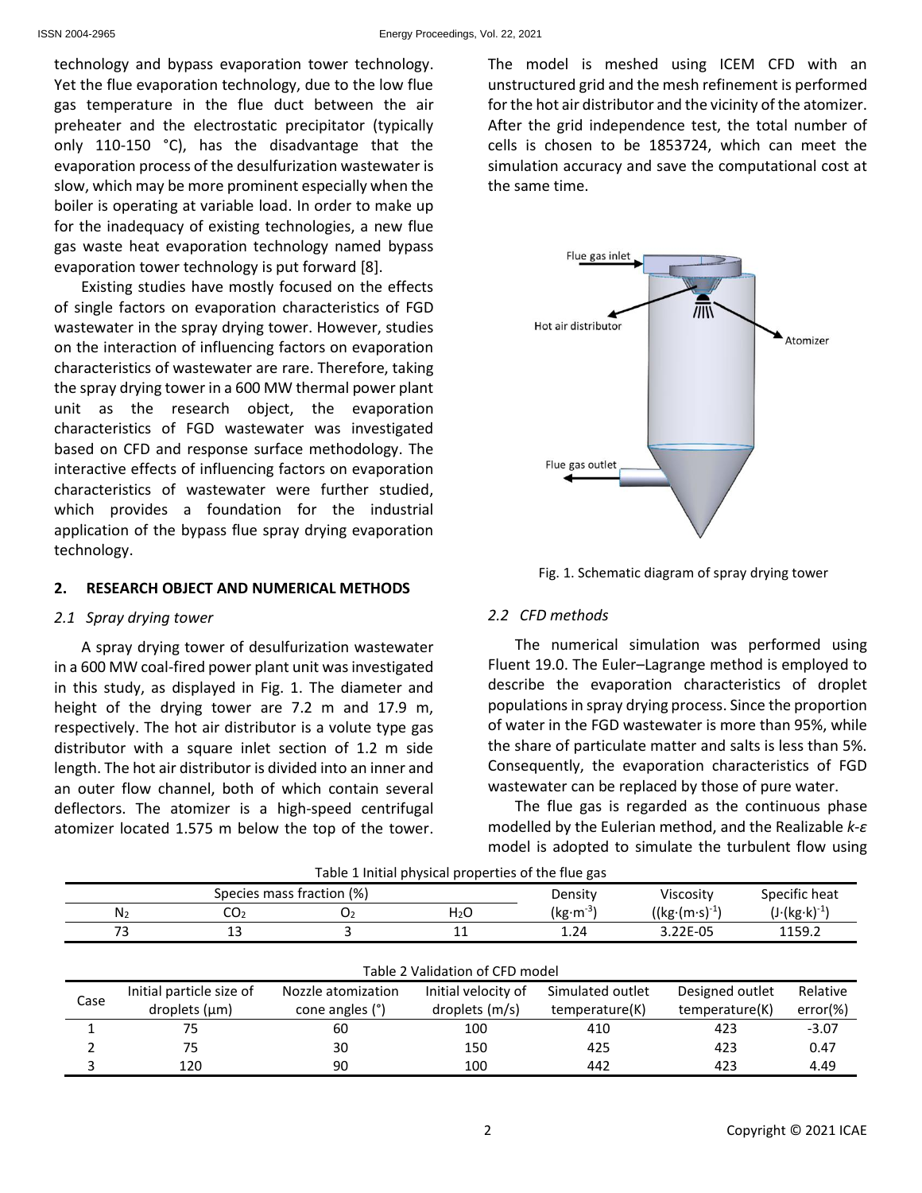technology and bypass evaporation tower technology. Yet the flue evaporation technology, due to the low flue gas temperature in the flue duct between the air preheater and the electrostatic precipitator (typically only 110-150 °C), has the disadvantage that the evaporation process of the desulfurization wastewater is slow, which may be more prominent especially when the boiler is operating at variable load. In order to make up for the inadequacy of existing technologies, a new flue gas waste heat evaporation technology named bypass evaporation tower technology is put forward [8].

Existing studies have mostly focused on the effects of single factors on evaporation characteristics of FGD wastewater in the spray drying tower. However, studies on the interaction of influencing factors on evaporation characteristics of wastewater are rare. Therefore, taking the spray drying tower in a 600 MW thermal power plant unit as the research object, the evaporation characteristics of FGD wastewater was investigated based on CFD and response surface methodology. The interactive effects of influencing factors on evaporation characteristics of wastewater were further studied, which provides a foundation for the industrial application of the bypass flue spray drying evaporation technology.

## 2. RESEARCH OBJECT AND NUMERICAL METHODS

### *2.1 Spray drying tower*

A spray drying tower of desulfurization wastewater in a 600 MW coal-fired power plant unit was investigated in this study, as displayed in Fig. 1. The diameter and height of the drying tower are 7.2 m and 17.9 m, respectively. The hot air distributor is a volute type gas distributor with a square inlet section of 1.2 m side length. The hot air distributor is divided into an inner and an outer flow channel, both of which contain several deflectors. The atomizer is a high-speed centrifugal atomizer located 1.575 m below the top of the tower. The model is meshed using ICEM CFD with an unstructured grid and the mesh refinement is performed for the hot air distributor and the vicinity of the atomizer. After the grid independence test, the total number of cells is chosen to be 1853724, which can meet the simulation accuracy and save the computational cost at the same time.

Fig. 1. Schematic diagram of spray drying tower

### *2.2 CFD methods*

The numerical simulation was performed using Fluent 19.0. The Euler–Lagrange method is employed to describe the evaporation characteristics of droplet populations in spray drying process. Since the proportion of water in the FGD wastewater is more than 95%, while the share of particulate matter and salts is less than 5%. Consequently, the evaporation characteristics of FGD wastewater can be replaced by those of pure water.

The flue gas is regarded as the continuous phase modelled by the Eulerian method, and the Realizable *k-ε* model is adopted to simulate the turbulent flow using

Table 1 Initial physical properties of the flue gas

| Species mass fraction (%) | | | | Density | Viscosity | Specific heat |
|---|---|---|---|---|---|---|
| $N_2$ | $CO_2$ | $O_2$ | $H_2O$ | $(kg \cdot m^{-3})$ | $((kg \cdot (m \cdot s)^{-1})$ | $(J \cdot (kg \cdot k)^{-1})$ |
| 73 | 13 | 3 | 11 | 1.24 | 3.22E-05 | 1159.2 |

Table 2 Validation of CFD model

| Case | Initial particle size of droplets (μm) | Nozzle atomization cone angles (°) | Initial velocity of droplets (m/s) | Simulated outlet temperature(K) | Designed outlet temperature(K) | Relative error(%) |
|---|---|---|---|---|---|---|
| 1 | 75 | 60 | 100 | 410 | 423 | -3.07 |
| 2 | 75 | 30 | 150 | 425 | 423 | 0.47 |
| 3 | 120 | 90 | 100 | 442 | 423 | 4.49 |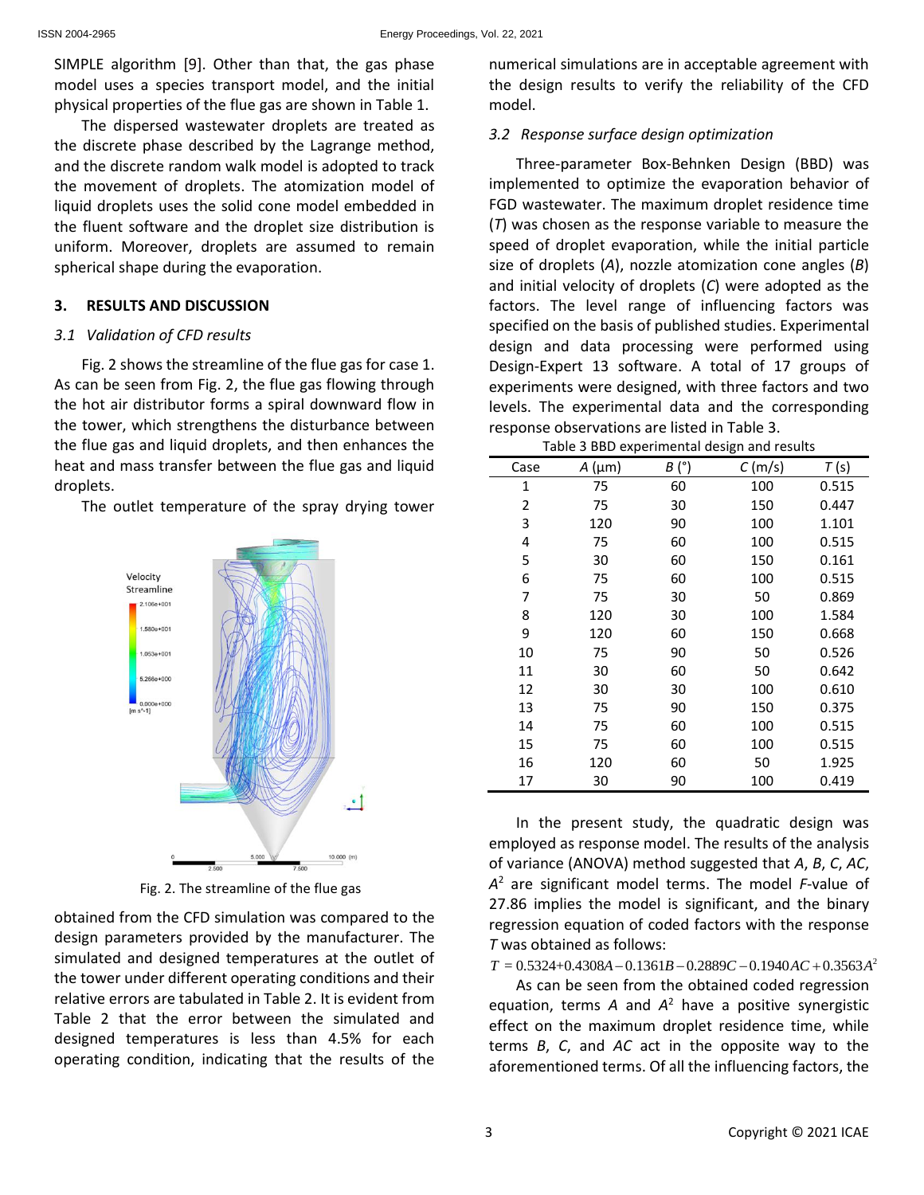SIMPLE algorithm [9]. Other than that, the gas phase model uses a species transport model, and the initial physical properties of the flue gas are shown in Table 1.

The dispersed wastewater droplets are treated as the discrete phase described by the Lagrange method, and the discrete random walk model is adopted to track the movement of droplets. The atomization model of liquid droplets uses the solid cone model embedded in the fluent software and the droplet size distribution is uniform. Moreover, droplets are assumed to remain spherical shape during the evaporation.

## 3. RESULTS AND DISCUSSION

### 3.1 Validation of CFD results

Fig. 2 shows the streamline of the flue gas for case 1. As can be seen from Fig. 2, the flue gas flowing through the hot air distributor forms a spiral downward flow in the tower, which strengthens the disturbance between the flue gas and liquid droplets, and then enhances the heat and mass transfer between the flue gas and liquid droplets.

The outlet temperature of the spray drying tower obtained from the CFD simulation was compared to the design parameters provided by the manufacturer. The simulated and designed temperatures at the outlet of the tower under different operating conditions and their relative errors are tabulated in Table 2. It is evident from Table 2 that the error between the simulated and designed temperatures is less than 4.5% for each operating condition, indicating that the results of the numerical simulations are in acceptable agreement with the design results to verify the reliability of the CFD model.

Fig. 2. The streamline of the flue gas

### 3.2 Response surface design optimization

Three-parameter Box-Behnken Design (BBD) was implemented to optimize the evaporation behavior of FGD wastewater. The maximum droplet residence time (*T*) was chosen as the response variable to measure the speed of droplet evaporation, while the initial particle size of droplets (*A*), nozzle atomization cone angles (*B*) and initial velocity of droplets (*C*) were adopted as the factors. The level range of influencing factors was specified on the basis of published studies. Experimental design and data processing were performed using Design-Expert 13 software. A total of 17 groups of experiments were designed, with three factors and two levels. The experimental data and the corresponding response observations are listed in Table 3.

Table 3 BBD experimental design and results

| Case | *A* (μm) | *B* (°) | *C* (m/s) | *T* (s) |
|---|---|---|---|---|
| 1 | 75 | 60 | 100 | 0.515 |
| 2 | 75 | 30 | 150 | 0.447 |
| 3 | 120 | 90 | 100 | 1.101 |
| 4 | 75 | 60 | 100 | 0.515 |
| 5 | 30 | 60 | 150 | 0.161 |
| 6 | 75 | 60 | 100 | 0.515 |
| 7 | 75 | 30 | 50 | 0.869 |
| 8 | 120 | 30 | 100 | 1.584 |
| 9 | 120 | 60 | 150 | 0.668 |
| 10 | 75 | 90 | 50 | 0.526 |
| 11 | 30 | 60 | 50 | 0.642 |
| 12 | 30 | 30 | 100 | 0.610 |
| 13 | 75 | 90 | 150 | 0.375 |
| 14 | 75 | 60 | 100 | 0.515 |
| 15 | 75 | 60 | 100 | 0.515 |
| 16 | 120 | 60 | 50 | 1.925 |
| 17 | 30 | 90 | 100 | 0.419 |

In the present study, the quadratic design was employed as response model. The results of the analysis of variance (ANOVA) method suggested that *A*, *B*, *C*, *AC*, $A^2$ are significant model terms. The model *F*-value of 27.86 implies the model is significant, and the binary regression equation of coded factors with the response *T* was obtained as follows:

$$T = 0.5324 + 0.4308A - 0.1361B - 0.2889C - 0.1940AC + 0.3563A^2$$

As can be seen from the obtained coded regression equation, terms *A* and $A^2$ have a positive synergistic effect on the maximum droplet residence time, while terms *B*, *C*, and *AC* act in the opposite way to the aforementioned terms. Of all the influencing factors, the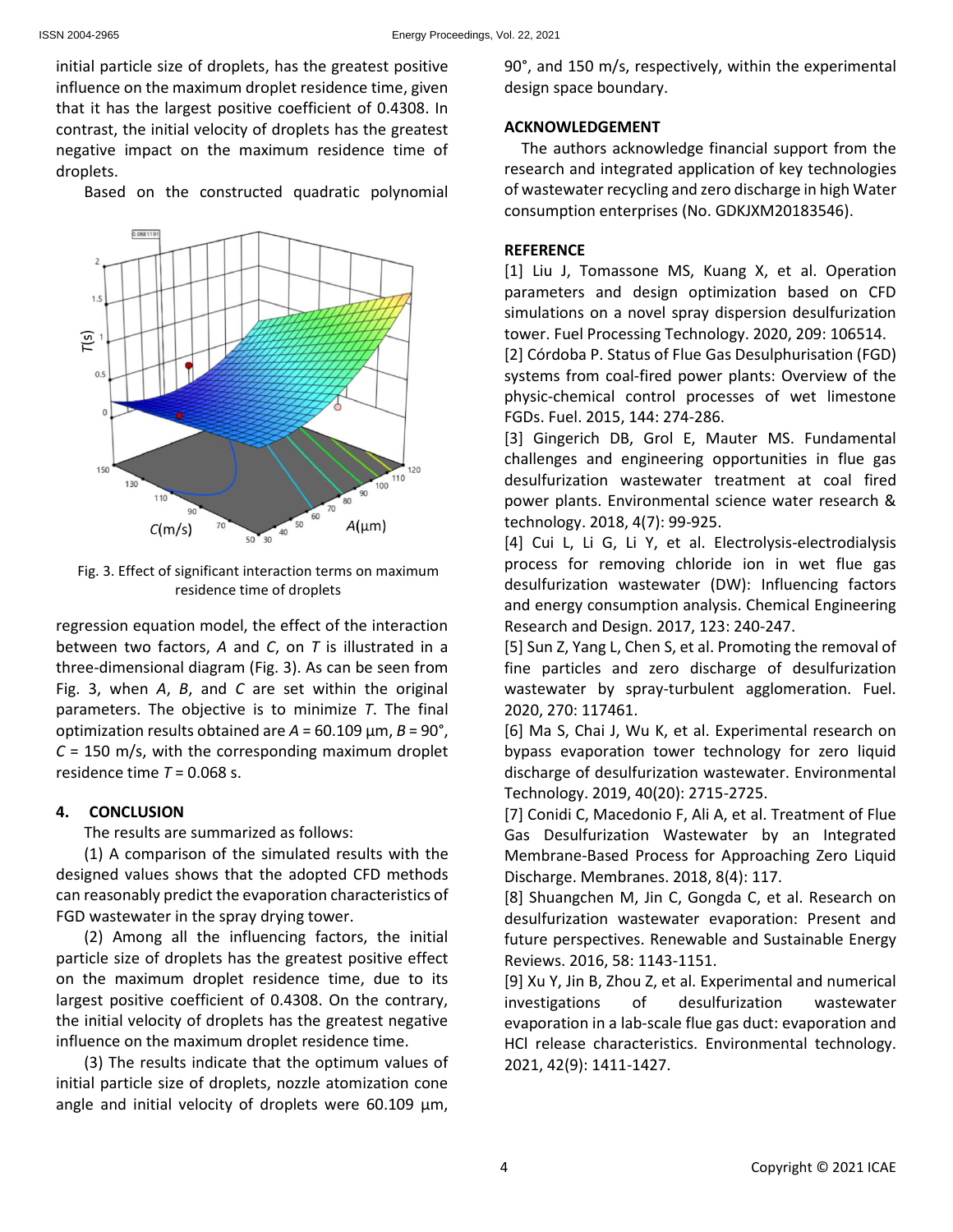initial particle size of droplets, has the greatest positive influence on the maximum droplet residence time, given that it has the largest positive coefficient of 0.4308. In contrast, the initial velocity of droplets has the greatest negative impact on the maximum residence time of droplets.

Based on the constructed quadratic polynomial regression equation model, the effect of the interaction between two factors, *A* and *C*, on *T* is illustrated in a three-dimensional diagram (Fig. 3). As can be seen from Fig. 3, when *A*, *B*, and *C* are set within the original parameters. The objective is to minimize *T*. The final optimization results obtained are *A* = 60.109 μm, *B* = 90°, *C* = 150 m/s, with the corresponding maximum droplet residence time *T* = 0.068 s.

0.0681191
2
1.5
T(s)
1
0.5
0
150
130
110
90
70
50
C(m/s)
30
40
50
60
70
80
90
100
110
120
A(μm)

Fig. 3. Effect of significant interaction terms on maximum residence time of droplets

## 4. CONCLUSION

The results are summarized as follows:

(1) A comparison of the simulated results with the designed values shows that the adopted CFD methods can reasonably predict the evaporation characteristics of FGD wastewater in the spray drying tower.

(2) Among all the influencing factors, the initial particle size of droplets has the greatest positive effect on the maximum droplet residence time, due to its largest positive coefficient of 0.4308. On the contrary, the initial velocity of droplets has the greatest negative influence on the maximum droplet residence time.

(3) The results indicate that the optimum values of initial particle size of droplets, nozzle atomization cone angle and initial velocity of droplets were 60.109 μm, 90°, and 150 m/s, respectively, within the experimental design space boundary.

## ACKNOWLEDGEMENT

The authors acknowledge financial support from the research and integrated application of key technologies of wastewater recycling and zero discharge in high Water consumption enterprises (No. GDKJXM20183546).

## REFERENCE

[1] Liu J, Tomassone MS, Kuang X, et al. Operation parameters and design optimization based on CFD simulations on a novel spray dispersion desulfurization tower. Fuel Processing Technology. 2020, 209: 106514.

[2] Córdoba P. Status of Flue Gas Desulphurisation (FGD) systems from coal-fired power plants: Overview of the physic-chemical control processes of wet limestone FGDs. Fuel. 2015, 144: 274-286.

[3] Gingerich DB, Grol E, Mauter MS. Fundamental challenges and engineering opportunities in flue gas desulfurization wastewater treatment at coal fired power plants. Environmental science water research & technology. 2018, 4(7): 99-925.

[4] Cui L, Li G, Li Y, et al. Electrolysis-electrodialysis process for removing chloride ion in wet flue gas desulfurization wastewater (DW): Influencing factors and energy consumption analysis. Chemical Engineering Research and Design. 2017, 123: 240-247.

[5] Sun Z, Yang L, Chen S, et al. Promoting the removal of fine particles and zero discharge of desulfurization wastewater by spray-turbulent agglomeration. Fuel. 2020, 270: 117461.

[6] Ma S, Chai J, Wu K, et al. Experimental research on bypass evaporation tower technology for zero liquid discharge of desulfurization wastewater. Environmental Technology. 2019, 40(20): 2715-2725.

[7] Conidi C, Macedonio F, Ali A, et al. Treatment of Flue Gas Desulfurization Wastewater by an Integrated Membrane-Based Process for Approaching Zero Liquid Discharge. Membranes. 2018, 8(4): 117.

[8] Shuangchen M, Jin C, Gongda C, et al. Research on desulfurization wastewater evaporation: Present and future perspectives. Renewable and Sustainable Energy Reviews. 2016, 58: 1143-1151.

[9] Xu Y, Jin B, Zhou Z, et al. Experimental and numerical investigations of desulfurization wastewater evaporation in a lab-scale flue gas duct: evaporation and HCl release characteristics. Environmental technology. 2021, 42(9): 1411-1427.